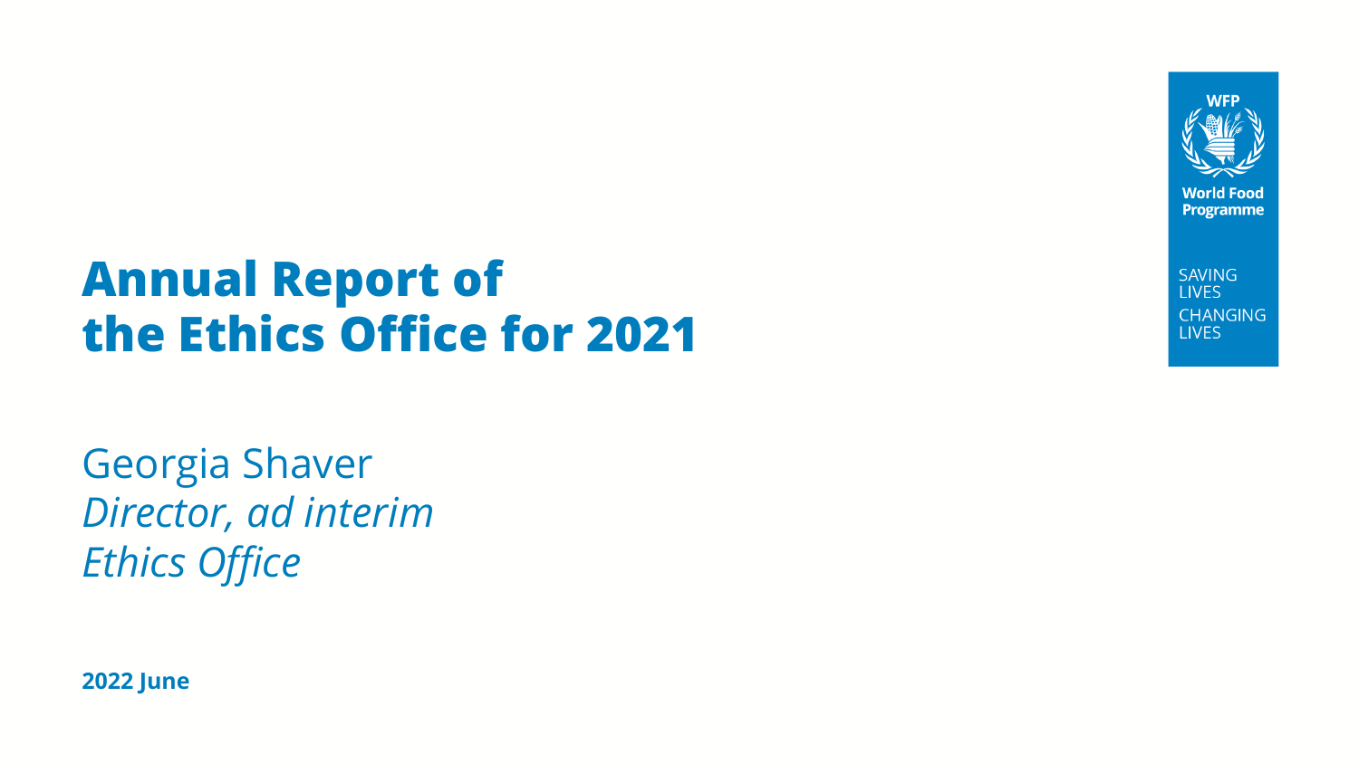# Annual Report of the Ethics Office for 2021

Georgia Shaver
*Director, ad interim*
*Ethics Office*

**2022 June**

WFP

World Food Programme

SAVING LIVES
CHANGING LIVES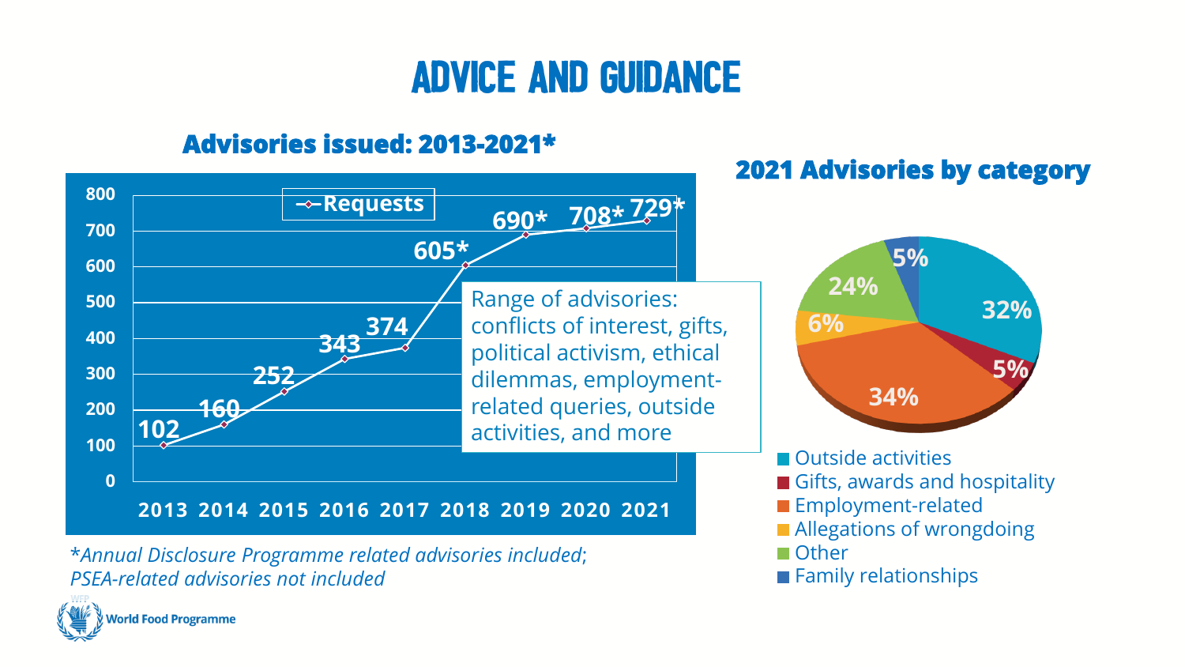# ADVICE AND GUIDANCE

## Advisories issued: 2013-2021*

| Year | Requests |
|---|---|
| 2013 | 102 |
| 2014 | 160 |
| 2015 | 252 |
| 2016 | 343 |
| 2017 | 374 |
| 2018 | 605* |
| 2019 | 690* |
| 2020 | 708* |
| 2021 | 729* |

Range of advisories: conflicts of interest, gifts, political activism, ethical dilemmas, employment-related queries, outside activities, and more

*\*Annual Disclosure Programme related advisories included; PSEA-related advisories not included*

## 2021 Advisories by category

| Category | Share |
|---|---|
| Outside activities | 32% |
| Gifts, awards and hospitality | 5% |
| Employment-related | 34% |
| Allegations of wrongdoing | 6% |
| Other | 24% |
| Family relationships | 5% |

World Food Programme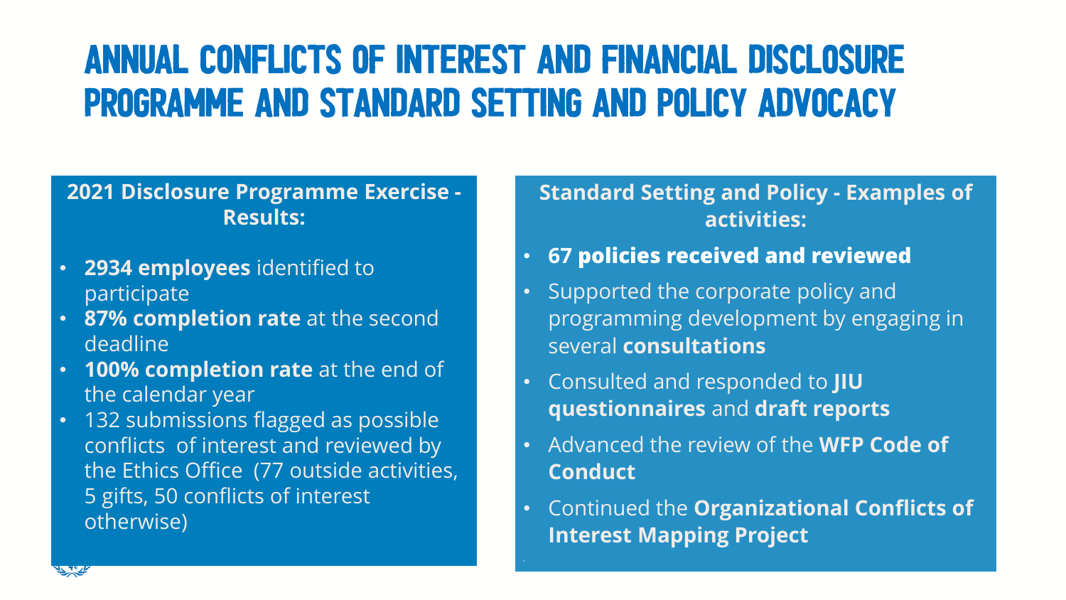# ANNUAL CONFLICTS OF INTEREST AND FINANCIAL DISCLOSURE PROGRAMME AND STANDARD SETTING AND POLICY ADVOCACY

### 2021 Disclosure Programme Exercise - Results:

- **2934 employees** identified to participate
- **87% completion rate** at the second deadline
- **100% completion rate** at the end of the calendar year
- 132 submissions flagged as possible conflicts of interest and reviewed by the Ethics Office (77 outside activities, 5 gifts, 50 conflicts of interest otherwise)

### Standard Setting and Policy - Examples of activities:

- **67 policies received and reviewed**
- Supported the corporate policy and programming development by engaging in several **consultations**
- Consulted and responded to **JIU questionnaires** and **draft reports**
- Advanced the review of the **WFP Code of Conduct**
- Continued the **Organizational Conflicts of Interest Mapping Project**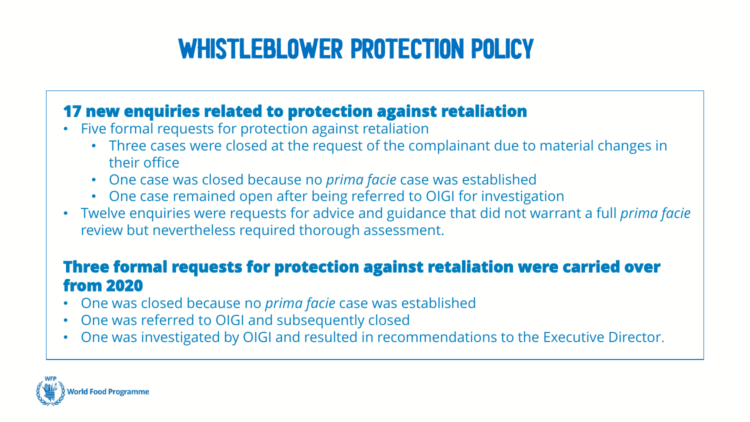# WHISTLEBLOWER PROTECTION POLICY

### 17 new enquiries related to protection against retaliation

- Five formal requests for protection against retaliation
  - Three cases were closed at the request of the complainant due to material changes in their office
  - One case was closed because no *prima facie* case was established
  - One case remained open after being referred to OIGI for investigation
- Twelve enquiries were requests for advice and guidance that did not warrant a full *prima facie* review but nevertheless required thorough assessment.

### Three formal requests for protection against retaliation were carried over from 2020

- One was closed because no *prima facie* case was established
- One was referred to OIGI and subsequently closed
- One was investigated by OIGI and resulted in recommendations to the Executive Director.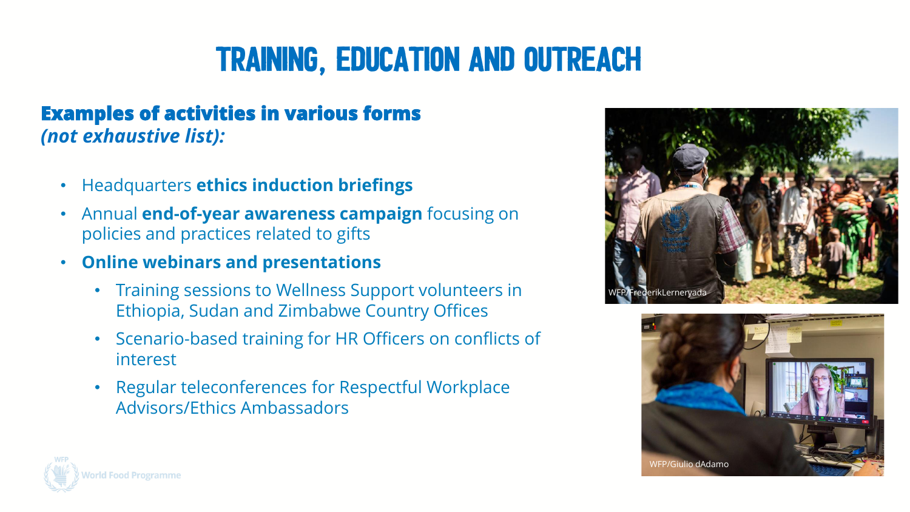# TRAINING, EDUCATION AND OUTREACH

**Examples of activities in various forms**
***(not exhaustive list):***

- Headquarters **ethics induction briefings**
- Annual **end-of-year awareness campaign** focusing on policies and practices related to gifts
- **Online webinars and presentations**
  - Training sessions to Wellness Support volunteers in Ethiopia, Sudan and Zimbabwe Country Offices
  - Scenario-based training for HR Officers on conflicts of interest
  - Regular teleconferences for Respectful Workplace Advisors/Ethics Ambassadors

WFP/FrederikLerneryada

WFP/Giulio dAdamo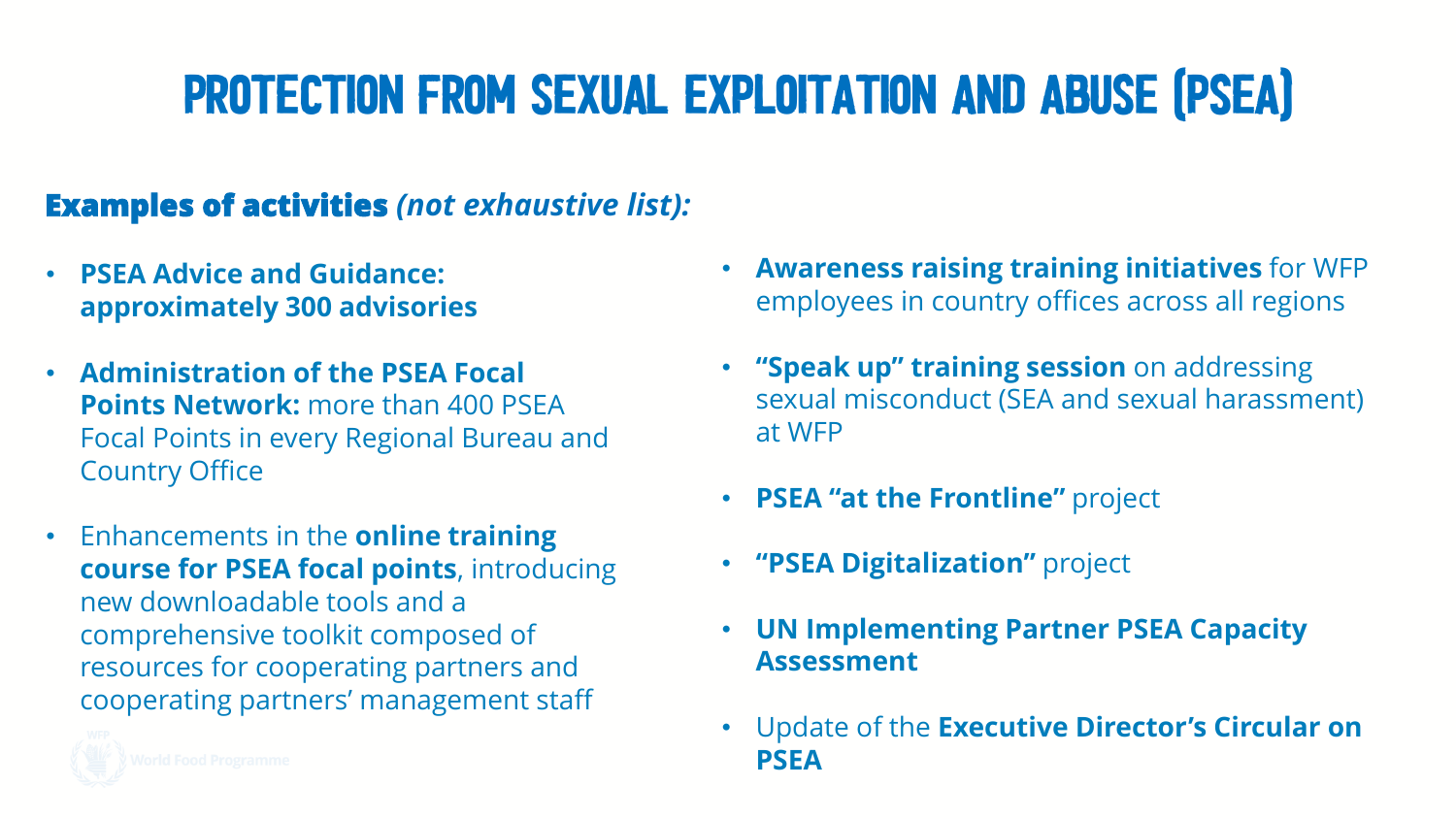# PROTECTION FROM SEXUAL EXPLOITATION AND ABUSE (PSEA)

**Examples of activities** ***(not exhaustive list):***

- **PSEA Advice and Guidance: approximately 300 advisories**
- **Administration of the PSEA Focal Points Network:** more than 400 PSEA Focal Points in every Regional Bureau and Country Office
- Enhancements in the **online training course for PSEA focal points**, introducing new downloadable tools and a comprehensive toolkit composed of resources for cooperating partners and cooperating partners' management staff
- **Awareness raising training initiatives** for WFP employees in country offices across all regions
- **"Speak up" training session** on addressing sexual misconduct (SEA and sexual harassment) at WFP
- **PSEA "at the Frontline"** project
- **"PSEA Digitalization"** project
- **UN Implementing Partner PSEA Capacity Assessment**
- Update of the **Executive Director's Circular on PSEA**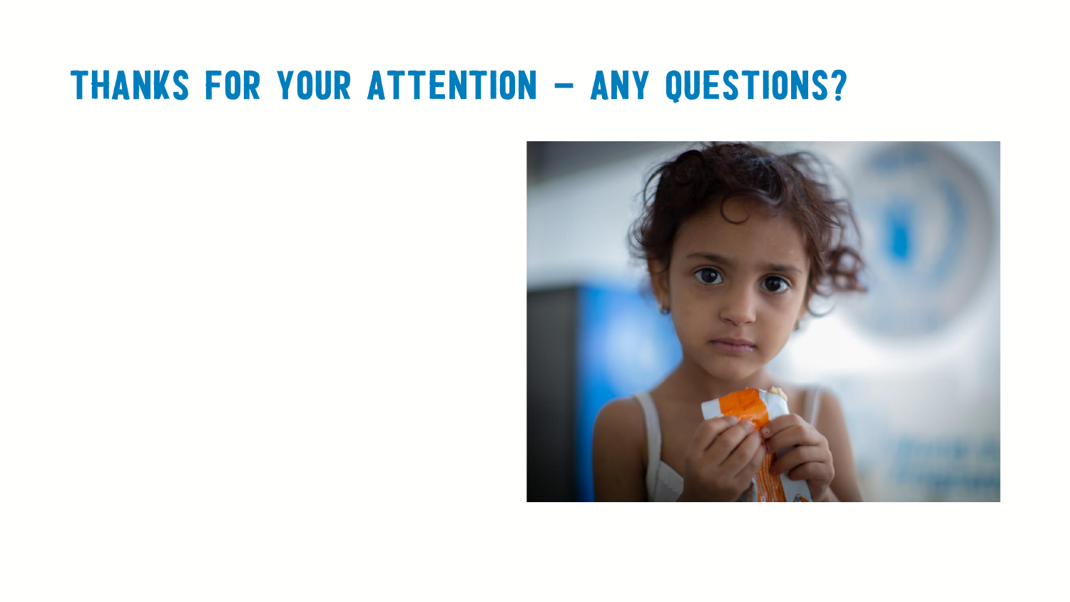# THANKS FOR YOUR ATTENTION – ANY QUESTIONS?